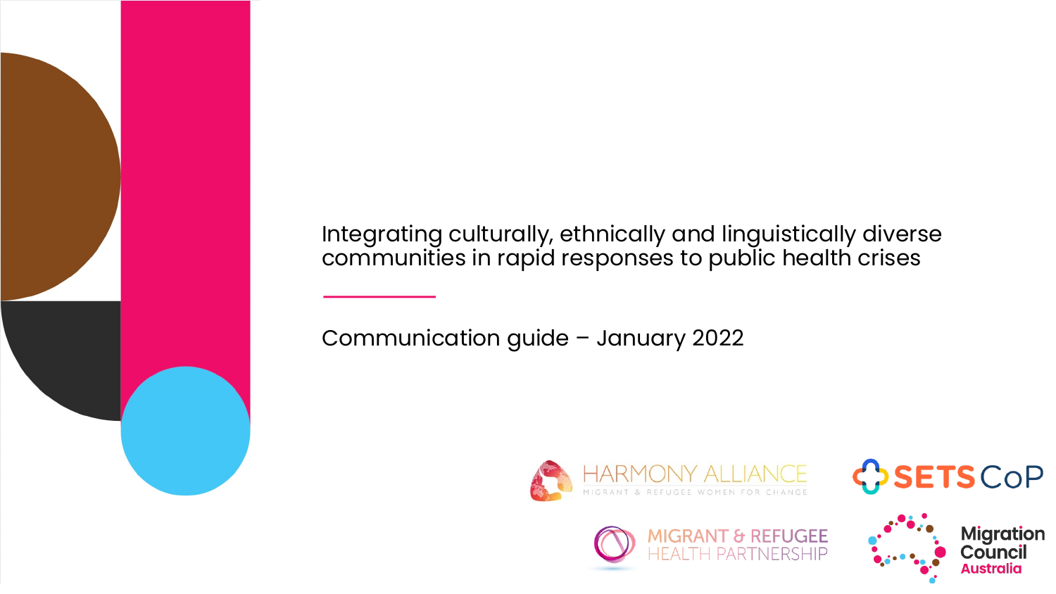# Integrating culturally, ethnically and linguistically diverse communities in rapid responses to public health crises

Communication guide – January 2022

HARMONY ALLIANCE
MIGRANT & REFUGEE WOMEN FOR CHANGE

SETS CoP

MIGRANT & REFUGEE HEALTH PARTNERSHIP

Migration Council Australia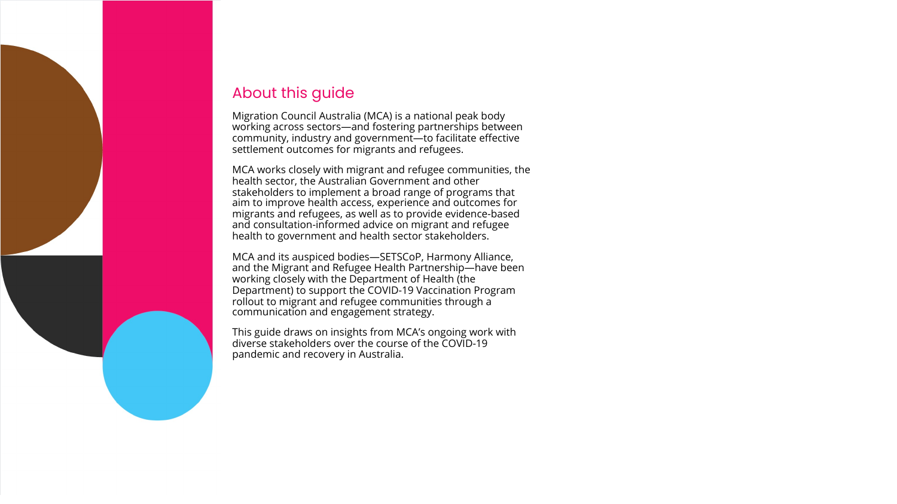## About this guide

Migration Council Australia (MCA) is a national peak body working across sectors—and fostering partnerships between community, industry and government—to facilitate effective settlement outcomes for migrants and refugees.

MCA works closely with migrant and refugee communities, the health sector, the Australian Government and other stakeholders to implement a broad range of programs that aim to improve health access, experience and outcomes for migrants and refugees, as well as to provide evidence-based and consultation-informed advice on migrant and refugee health to government and health sector stakeholders.

MCA and its auspiced bodies—SETSCoP, Harmony Alliance, and the Migrant and Refugee Health Partnership—have been working closely with the Department of Health (the Department) to support the COVID-19 Vaccination Program rollout to migrant and refugee communities through a communication and engagement strategy.

This guide draws on insights from MCA's ongoing work with diverse stakeholders over the course of the COVID-19 pandemic and recovery in Australia.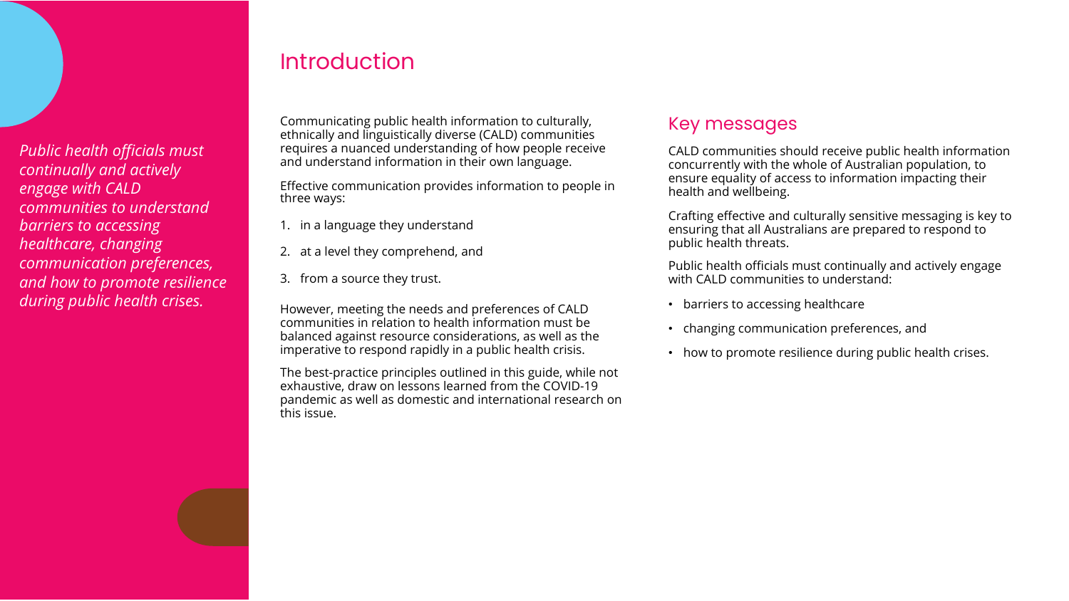*Public health officials must continually and actively engage with CALD communities to understand barriers to accessing healthcare, changing communication preferences, and how to promote resilience during public health crises.*

# Introduction

Communicating public health information to culturally, ethnically and linguistically diverse (CALD) communities requires a nuanced understanding of how people receive and understand information in their own language.

Effective communication provides information to people in three ways:

1. in a language they understand
2. at a level they comprehend, and
3. from a source they trust.

However, meeting the needs and preferences of CALD communities in relation to health information must be balanced against resource considerations, as well as the imperative to respond rapidly in a public health crisis.

The best-practice principles outlined in this guide, while not exhaustive, draw on lessons learned from the COVID-19 pandemic as well as domestic and international research on this issue.

## Key messages

CALD communities should receive public health information concurrently with the whole of Australian population, to ensure equality of access to information impacting their health and wellbeing.

Crafting effective and culturally sensitive messaging is key to ensuring that all Australians are prepared to respond to public health threats.

Public health officials must continually and actively engage with CALD communities to understand:

- barriers to accessing healthcare
- changing communication preferences, and
- how to promote resilience during public health crises.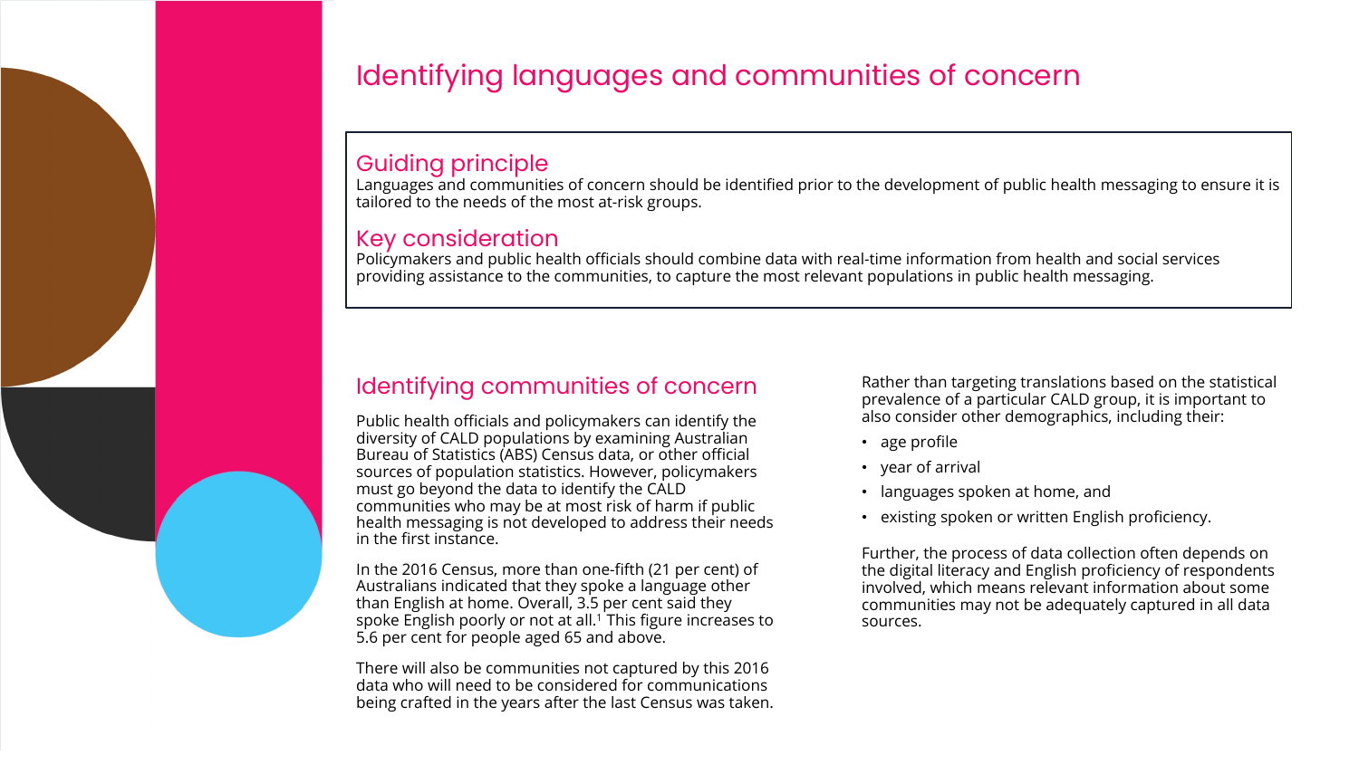# Identifying languages and communities of concern

## Guiding principle

Languages and communities of concern should be identified prior to the development of public health messaging to ensure it is tailored to the needs of the most at-risk groups.

## Key consideration

Policymakers and public health officials should combine data with real-time information from health and social services providing assistance to the communities, to capture the most relevant populations in public health messaging.

## Identifying communities of concern

Public health officials and policymakers can identify the diversity of CALD populations by examining Australian Bureau of Statistics (ABS) Census data, or other official sources of population statistics. However, policymakers must go beyond the data to identify the CALD communities who may be at most risk of harm if public health messaging is not developed to address their needs in the first instance.

In the 2016 Census, more than one-fifth (21 per cent) of Australians indicated that they spoke a language other than English at home. Overall, 3.5 per cent said they spoke English poorly or not at all.[1] This figure increases to 5.6 per cent for people aged 65 and above.

There will also be communities not captured by this 2016 data who will need to be considered for communications being crafted in the years after the last Census was taken.

Rather than targeting translations based on the statistical prevalence of a particular CALD group, it is important to also consider other demographics, including their:

- age profile
- year of arrival
- languages spoken at home, and
- existing spoken or written English proficiency.

Further, the process of data collection often depends on the digital literacy and English proficiency of respondents involved, which means relevant information about some communities may not be adequately captured in all data sources.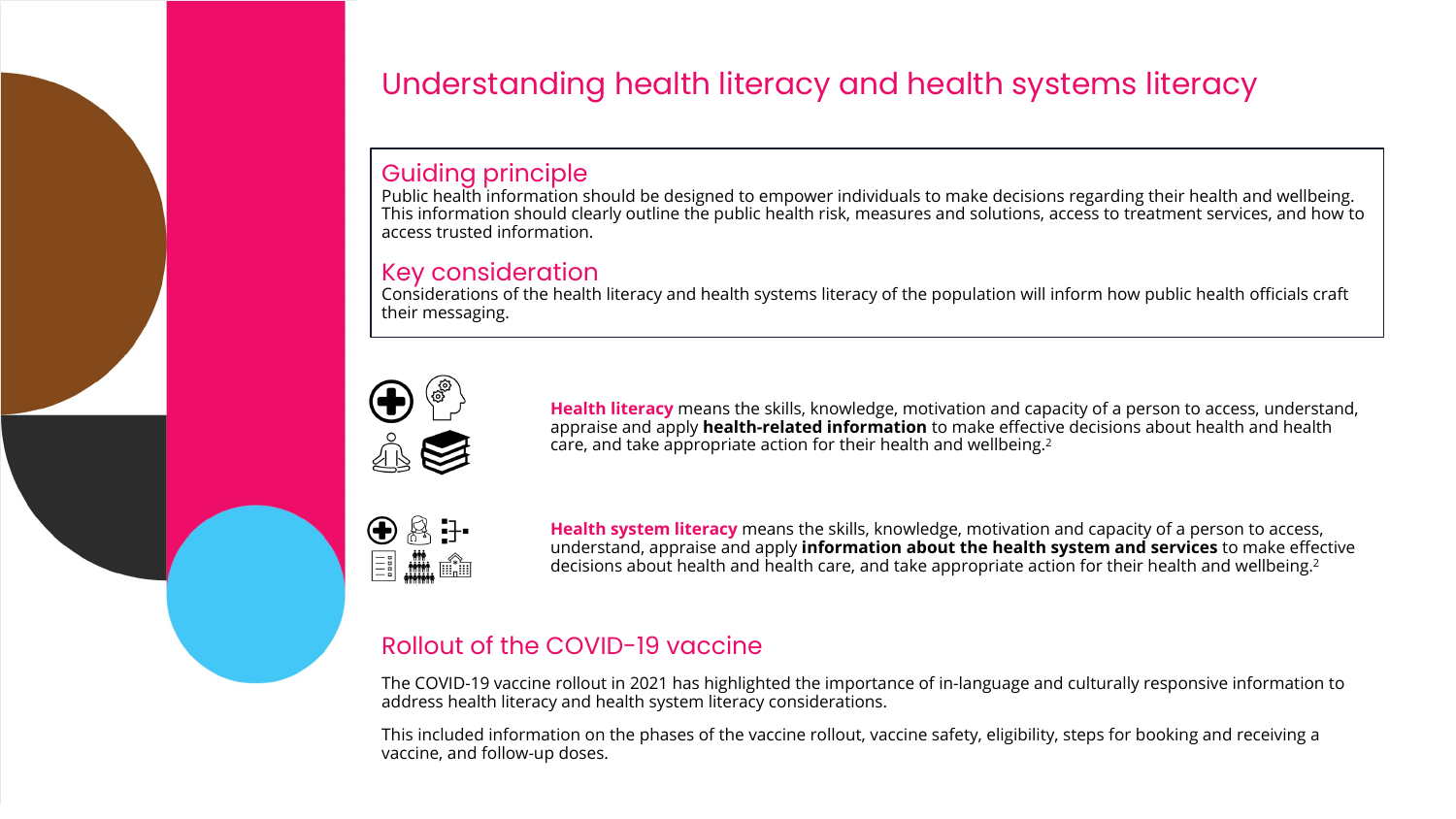# Understanding health literacy and health systems literacy

## Guiding principle

Public health information should be designed to empower individuals to make decisions regarding their health and wellbeing. This information should clearly outline the public health risk, measures and solutions, access to treatment services, and how to access trusted information.

## Key consideration

Considerations of the health literacy and health systems literacy of the population will inform how public health officials craft their messaging.

**Health literacy** means the skills, knowledge, motivation and capacity of a person to access, understand, appraise and apply **health-related information** to make effective decisions about health and health care, and take appropriate action for their health and wellbeing.[2]

**Health system literacy** means the skills, knowledge, motivation and capacity of a person to access, understand, appraise and apply **information about the health system and services** to make effective decisions about health and health care, and take appropriate action for their health and wellbeing.[2]

## Rollout of the COVID-19 vaccine

The COVID-19 vaccine rollout in 2021 has highlighted the importance of in-language and culturally responsive information to address health literacy and health system literacy considerations.

This included information on the phases of the vaccine rollout, vaccine safety, eligibility, steps for booking and receiving a vaccine, and follow-up doses.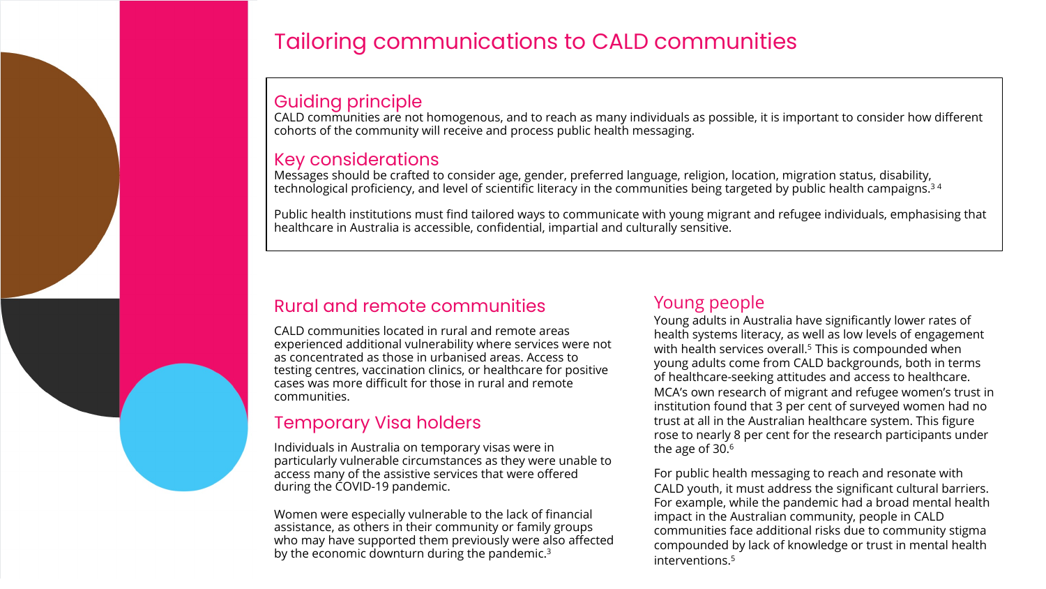# Tailoring communications to CALD communities

## Guiding principle

CALD communities are not homogenous, and to reach as many individuals as possible, it is important to consider how different cohorts of the community will receive and process public health messaging.

## Key considerations

Messages should be crafted to consider age, gender, preferred language, religion, location, migration status, disability, technological proficiency, and level of scientific literacy in the communities being targeted by public health campaigns.[3 4]

Public health institutions must find tailored ways to communicate with young migrant and refugee individuals, emphasising that healthcare in Australia is accessible, confidential, impartial and culturally sensitive.

## Rural and remote communities

CALD communities located in rural and remote areas experienced additional vulnerability where services were not as concentrated as those in urbanised areas. Access to testing centres, vaccination clinics, or healthcare for positive cases was more difficult for those in rural and remote communities.

## Temporary Visa holders

Individuals in Australia on temporary visas were in particularly vulnerable circumstances as they were unable to access many of the assistive services that were offered during the COVID-19 pandemic.

Women were especially vulnerable to the lack of financial assistance, as others in their community or family groups who may have supported them previously were also affected by the economic downturn during the pandemic.[3]

## Young people

Young adults in Australia have significantly lower rates of health systems literacy, as well as low levels of engagement with health services overall.[5] This is compounded when young adults come from CALD backgrounds, both in terms of healthcare-seeking attitudes and access to healthcare. MCA's own research of migrant and refugee women's trust in institution found that 3 per cent of surveyed women had no trust at all in the Australian healthcare system. This figure rose to nearly 8 per cent for the research participants under the age of 30.[6]

For public health messaging to reach and resonate with CALD youth, it must address the significant cultural barriers. For example, while the pandemic had a broad mental health impact in the Australian community, people in CALD communities face additional risks due to community stigma compounded by lack of knowledge or trust in mental health interventions.[5]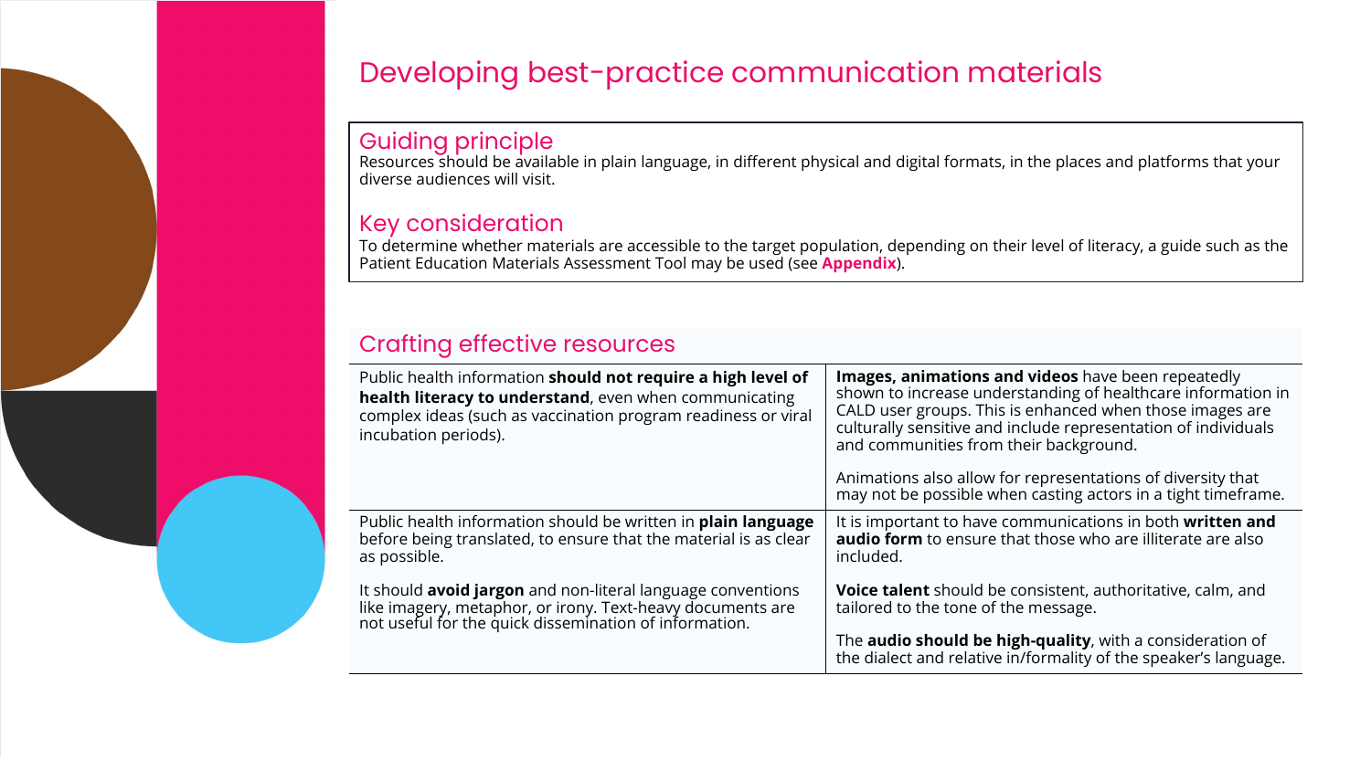# Developing best-practice communication materials

## Guiding principle

Resources should be available in plain language, in different physical and digital formats, in the places and platforms that your diverse audiences will visit.

## Key consideration

To determine whether materials are accessible to the target population, depending on their level of literacy, a guide such as the Patient Education Materials Assessment Tool may be used (see **Appendix**).

## Crafting effective resources

| | |
|---|---|
| Public health information **should not require a high level of health literacy to understand**, even when communicating complex ideas (such as vaccination program readiness or viral incubation periods). | **Images, animations and videos** have been repeatedly shown to increase understanding of healthcare information in CALD user groups. This is enhanced when those images are culturally sensitive and include representation of individuals and communities from their background.<br><br>Animations also allow for representations of diversity that may not be possible when casting actors in a tight timeframe. |
| Public health information should be written in **plain language** before being translated, to ensure that the material is as clear as possible.<br><br>It should **avoid jargon** and non-literal language conventions like imagery, metaphor, or irony. Text-heavy documents are not useful for the quick dissemination of information. | It is important to have communications in both **written and audio form** to ensure that those who are illiterate are also included.<br><br>**Voice talent** should be consistent, authoritative, calm, and tailored to the tone of the message.<br><br>The **audio should be high-quality**, with a consideration of the dialect and relative in/formality of the speaker's language. |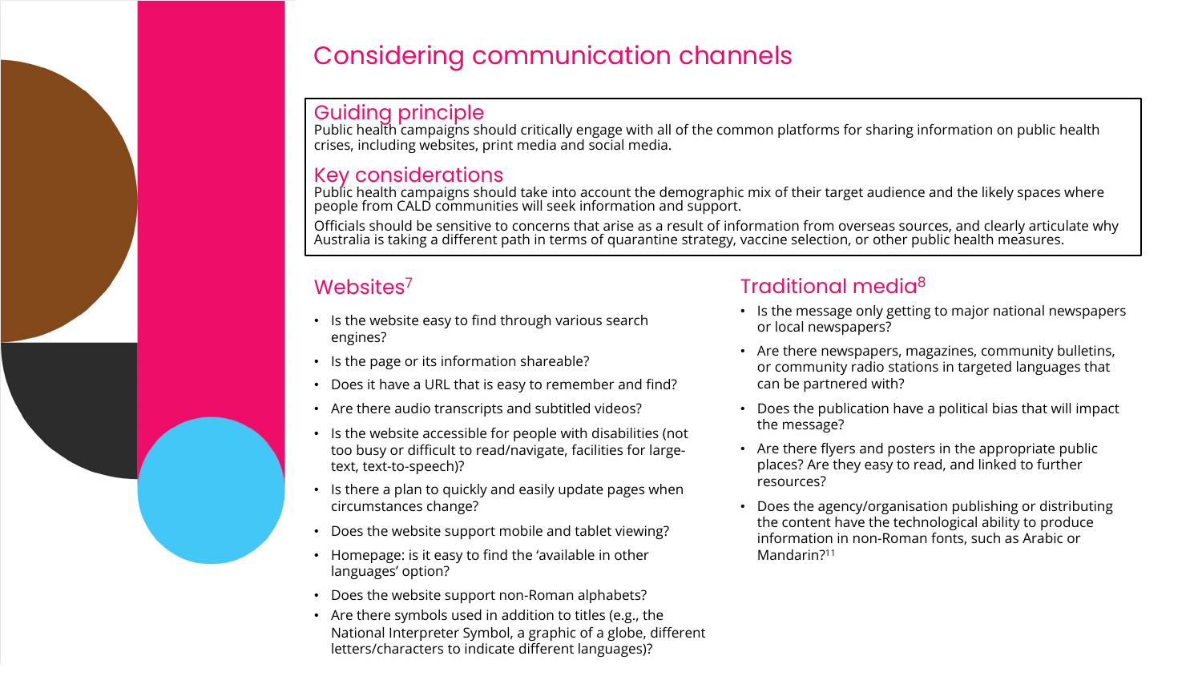# Considering communication channels

## Guiding principle

Public health campaigns should critically engage with all of the common platforms for sharing information on public health crises, including websites, print media and social media.

## Key considerations

Public health campaigns should take into account the demographic mix of their target audience and the likely spaces where people from CALD communities will seek information and support.

Officials should be sensitive to concerns that arise as a result of information from overseas sources, and clearly articulate why Australia is taking a different path in terms of quarantine strategy, vaccine selection, or other public health measures.

## Websites[7]

- Is the website easy to find through various search engines?
- Is the page or its information shareable?
- Does it have a URL that is easy to remember and find?
- Are there audio transcripts and subtitled videos?
- Is the website accessible for people with disabilities (not too busy or difficult to read/navigate, facilities for large-text, text-to-speech)?
- Is there a plan to quickly and easily update pages when circumstances change?
- Does the website support mobile and tablet viewing?
- Homepage: is it easy to find the 'available in other languages' option?
- Does the website support non-Roman alphabets?
- Are there symbols used in addition to titles (e.g., the National Interpreter Symbol, a graphic of a globe, different letters/characters to indicate different languages)?

## Traditional media[8]

- Is the message only getting to major national newspapers or local newspapers?
- Are there newspapers, magazines, community bulletins, or community radio stations in targeted languages that can be partnered with?
- Does the publication have a political bias that will impact the message?
- Are there flyers and posters in the appropriate public places? Are they easy to read, and linked to further resources?
- Does the agency/organisation publishing or distributing the content have the technological ability to produce information in non-Roman fonts, such as Arabic or Mandarin?[11]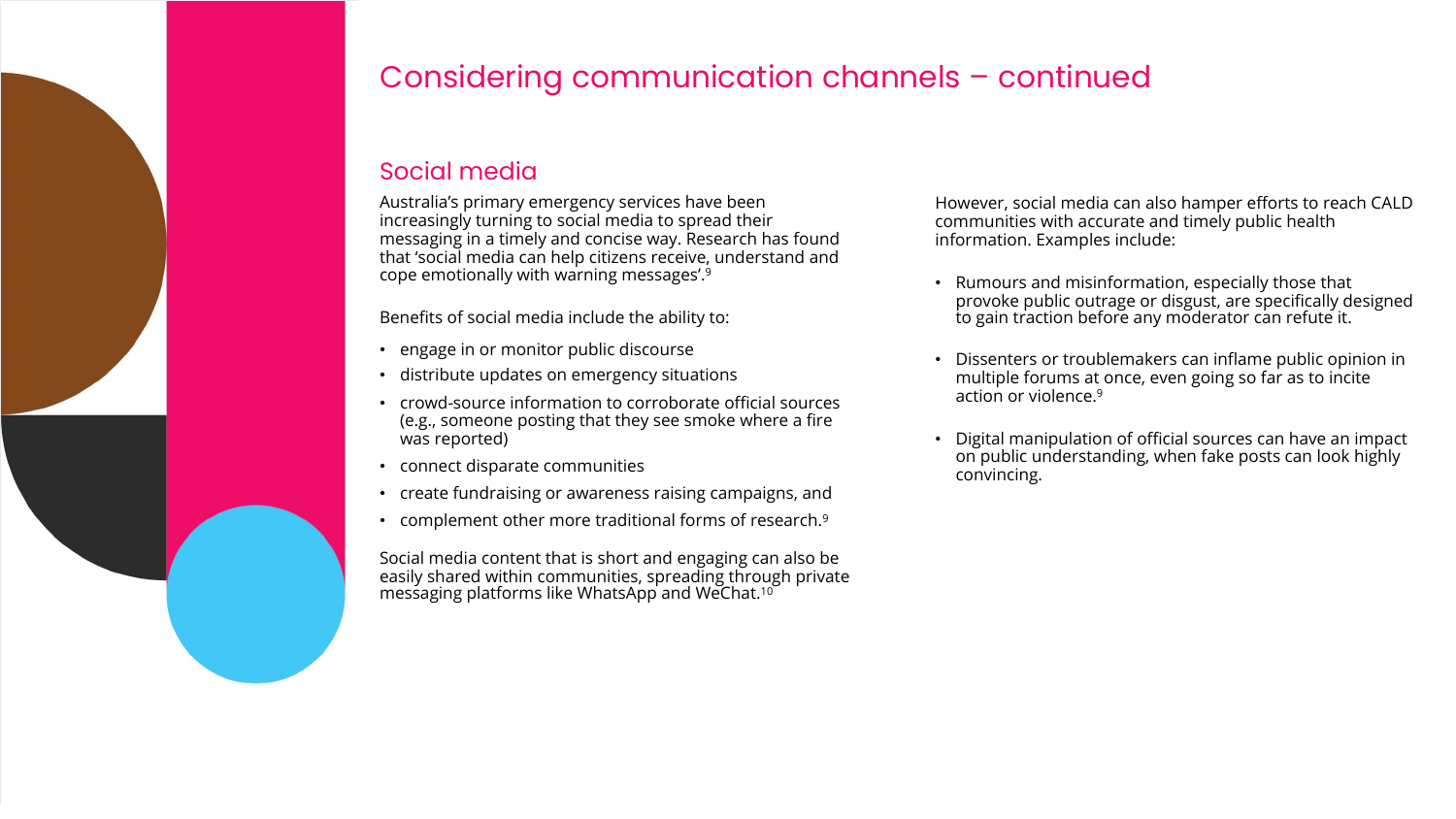# Considering communication channels – continued

## Social media

Australia's primary emergency services have been increasingly turning to social media to spread their messaging in a timely and concise way. Research has found that 'social media can help citizens receive, understand and cope emotionally with warning messages'.[9]

Benefits of social media include the ability to:

- engage in or monitor public discourse
- distribute updates on emergency situations
- crowd-source information to corroborate official sources (e.g., someone posting that they see smoke where a fire was reported)
- connect disparate communities
- create fundraising or awareness raising campaigns, and
- complement other more traditional forms of research.[9]

Social media content that is short and engaging can also be easily shared within communities, spreading through private messaging platforms like WhatsApp and WeChat.[10]

However, social media can also hamper efforts to reach CALD communities with accurate and timely public health information. Examples include:

- Rumours and misinformation, especially those that provoke public outrage or disgust, are specifically designed to gain traction before any moderator can refute it.
- Dissenters or troublemakers can inflame public opinion in multiple forums at once, even going so far as to incite action or violence.[9]
- Digital manipulation of official sources can have an impact on public understanding, when fake posts can look highly convincing.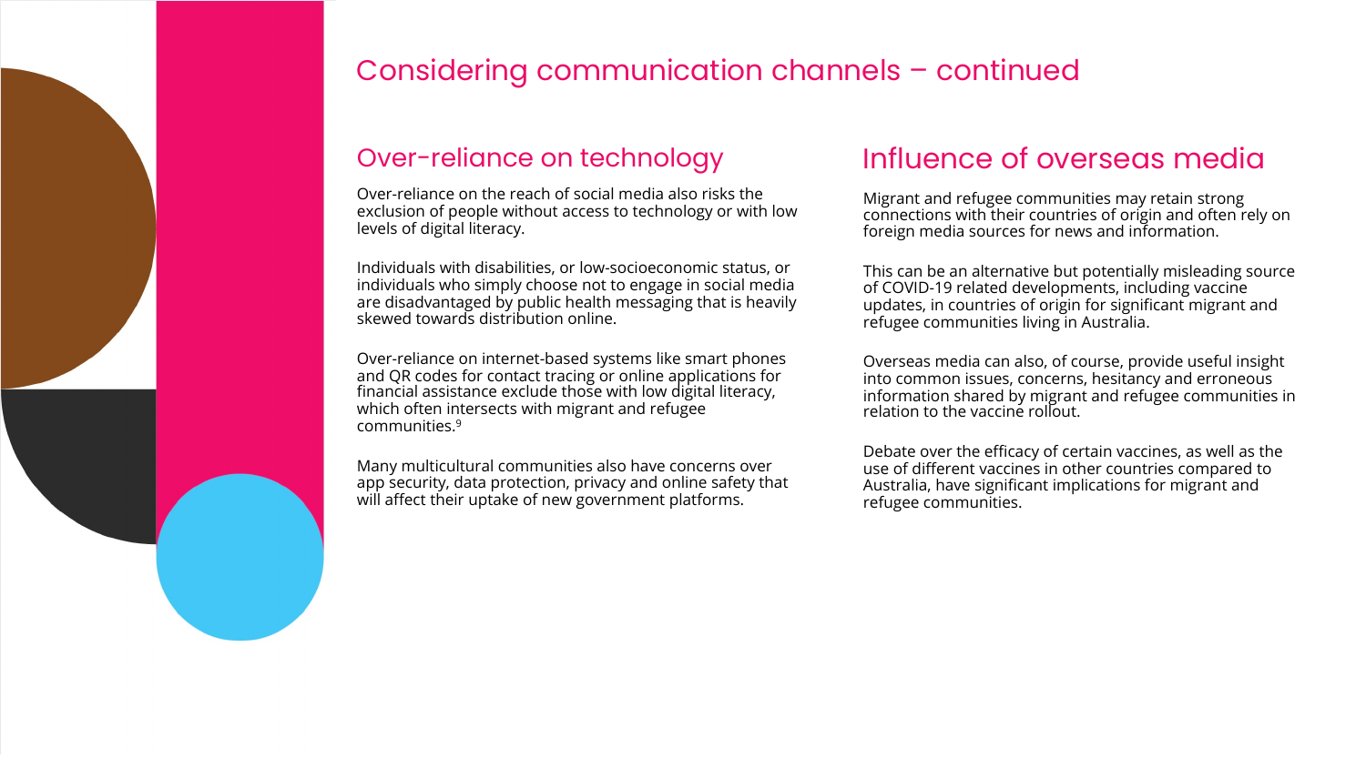# Considering communication channels – continued

## Over-reliance on technology

Over-reliance on the reach of social media also risks the exclusion of people without access to technology or with low levels of digital literacy.

Individuals with disabilities, or low-socioeconomic status, or individuals who simply choose not to engage in social media are disadvantaged by public health messaging that is heavily skewed towards distribution online.

Over-reliance on internet-based systems like smart phones and QR codes for contact tracing or online applications for financial assistance exclude those with low digital literacy, which often intersects with migrant and refugee communities.[9]

Many multicultural communities also have concerns over app security, data protection, privacy and online safety that will affect their uptake of new government platforms.

## Influence of overseas media

Migrant and refugee communities may retain strong connections with their countries of origin and often rely on foreign media sources for news and information.

This can be an alternative but potentially misleading source of COVID-19 related developments, including vaccine updates, in countries of origin for significant migrant and refugee communities living in Australia.

Overseas media can also, of course, provide useful insight into common issues, concerns, hesitancy and erroneous information shared by migrant and refugee communities in relation to the vaccine rollout.

Debate over the efficacy of certain vaccines, as well as the use of different vaccines in other countries compared to Australia, have significant implications for migrant and refugee communities.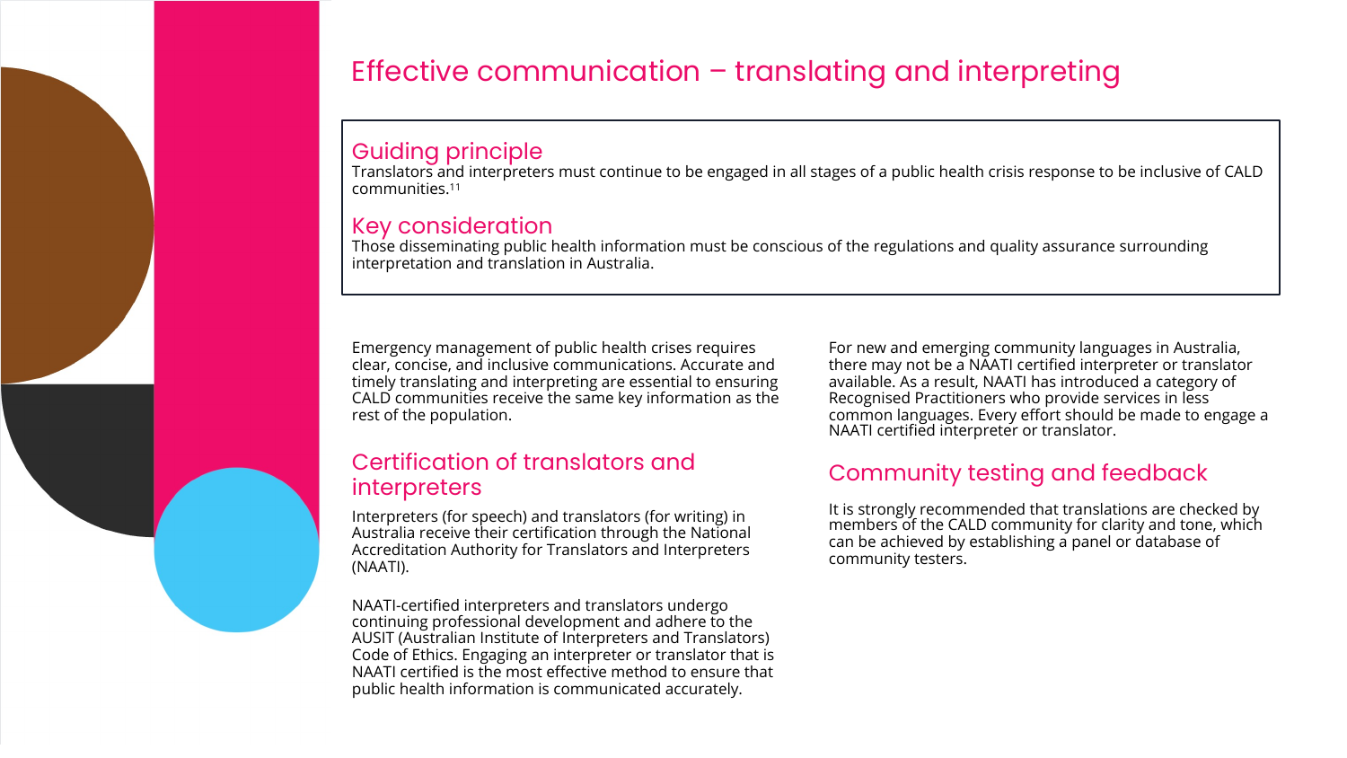# Effective communication – translating and interpreting

## Guiding principle

Translators and interpreters must continue to be engaged in all stages of a public health crisis response to be inclusive of CALD communities.[11]

## Key consideration

Those disseminating public health information must be conscious of the regulations and quality assurance surrounding interpretation and translation in Australia.

Emergency management of public health crises requires clear, concise, and inclusive communications. Accurate and timely translating and interpreting are essential to ensuring CALD communities receive the same key information as the rest of the population.

## Certification of translators and interpreters

Interpreters (for speech) and translators (for writing) in Australia receive their certification through the National Accreditation Authority for Translators and Interpreters (NAATI).

NAATI-certified interpreters and translators undergo continuing professional development and adhere to the AUSIT (Australian Institute of Interpreters and Translators) Code of Ethics. Engaging an interpreter or translator that is NAATI certified is the most effective method to ensure that public health information is communicated accurately.

For new and emerging community languages in Australia, there may not be a NAATI certified interpreter or translator available. As a result, NAATI has introduced a category of Recognised Practitioners who provide services in less common languages. Every effort should be made to engage a NAATI certified interpreter or translator.

## Community testing and feedback

It is strongly recommended that translations are checked by members of the CALD community for clarity and tone, which can be achieved by establishing a panel or database of community testers.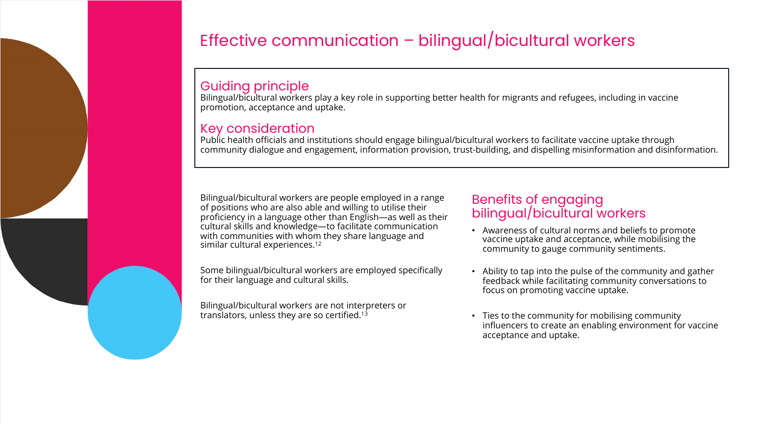# Effective communication – bilingual/bicultural workers

## Guiding principle

Bilingual/bicultural workers play a key role in supporting better health for migrants and refugees, including in vaccine promotion, acceptance and uptake.

## Key consideration

Public health officials and institutions should engage bilingual/bicultural workers to facilitate vaccine uptake through community dialogue and engagement, information provision, trust-building, and dispelling misinformation and disinformation.

Bilingual/bicultural workers are people employed in a range of positions who are also able and willing to utilise their proficiency in a language other than English—as well as their cultural skills and knowledge—to facilitate communication with communities with whom they share language and similar cultural experiences.[12]

Some bilingual/bicultural workers are employed specifically for their language and cultural skills.

Bilingual/bicultural workers are not interpreters or translators, unless they are so certified.[13]

## Benefits of engaging bilingual/bicultural workers

- Awareness of cultural norms and beliefs to promote vaccine uptake and acceptance, while mobilising the community to gauge community sentiments.
- Ability to tap into the pulse of the community and gather feedback while facilitating community conversations to focus on promoting vaccine uptake.
- Ties to the community for mobilising community influencers to create an enabling environment for vaccine acceptance and uptake.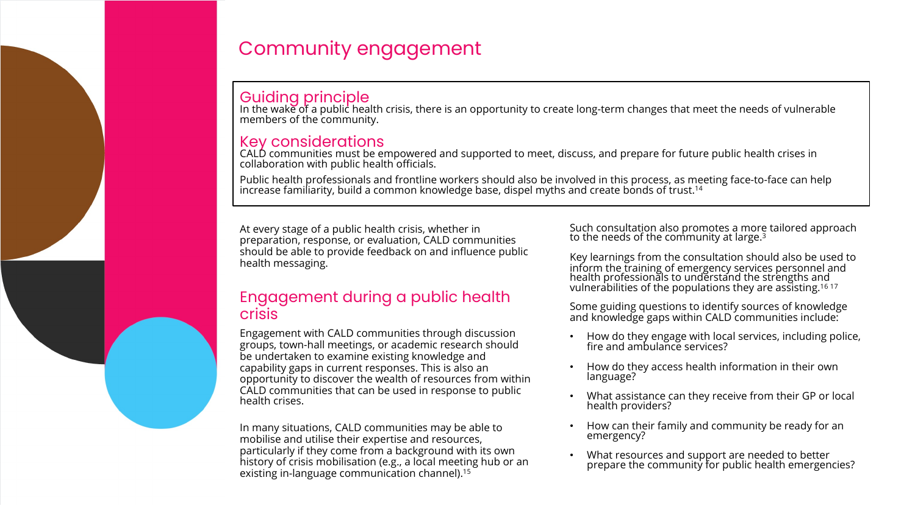# Community engagement

## Guiding principle

In the wake of a public health crisis, there is an opportunity to create long-term changes that meet the needs of vulnerable members of the community.

## Key considerations

CALD communities must be empowered and supported to meet, discuss, and prepare for future public health crises in collaboration with public health officials.

Public health professionals and frontline workers should also be involved in this process, as meeting face-to-face can help increase familiarity, build a common knowledge base, dispel myths and create bonds of trust.[14]

At every stage of a public health crisis, whether in preparation, response, or evaluation, CALD communities should be able to provide feedback on and influence public health messaging.

## Engagement during a public health crisis

Engagement with CALD communities through discussion groups, town-hall meetings, or academic research should be undertaken to examine existing knowledge and capability gaps in current responses. This is also an opportunity to discover the wealth of resources from within CALD communities that can be used in response to public health crises.

In many situations, CALD communities may be able to mobilise and utilise their expertise and resources, particularly if they come from a background with its own history of crisis mobilisation (e.g., a local meeting hub or an existing in-language communication channel).[15]

Such consultation also promotes a more tailored approach to the needs of the community at large.[3]

Key learnings from the consultation should also be used to inform the training of emergency services personnel and health professionals to understand the strengths and vulnerabilities of the populations they are assisting.[16 17]

Some guiding questions to identify sources of knowledge and knowledge gaps within CALD communities include:

- How do they engage with local services, including police, fire and ambulance services?
- How do they access health information in their own language?
- What assistance can they receive from their GP or local health providers?
- How can their family and community be ready for an emergency?
- What resources and support are needed to better prepare the community for public health emergencies?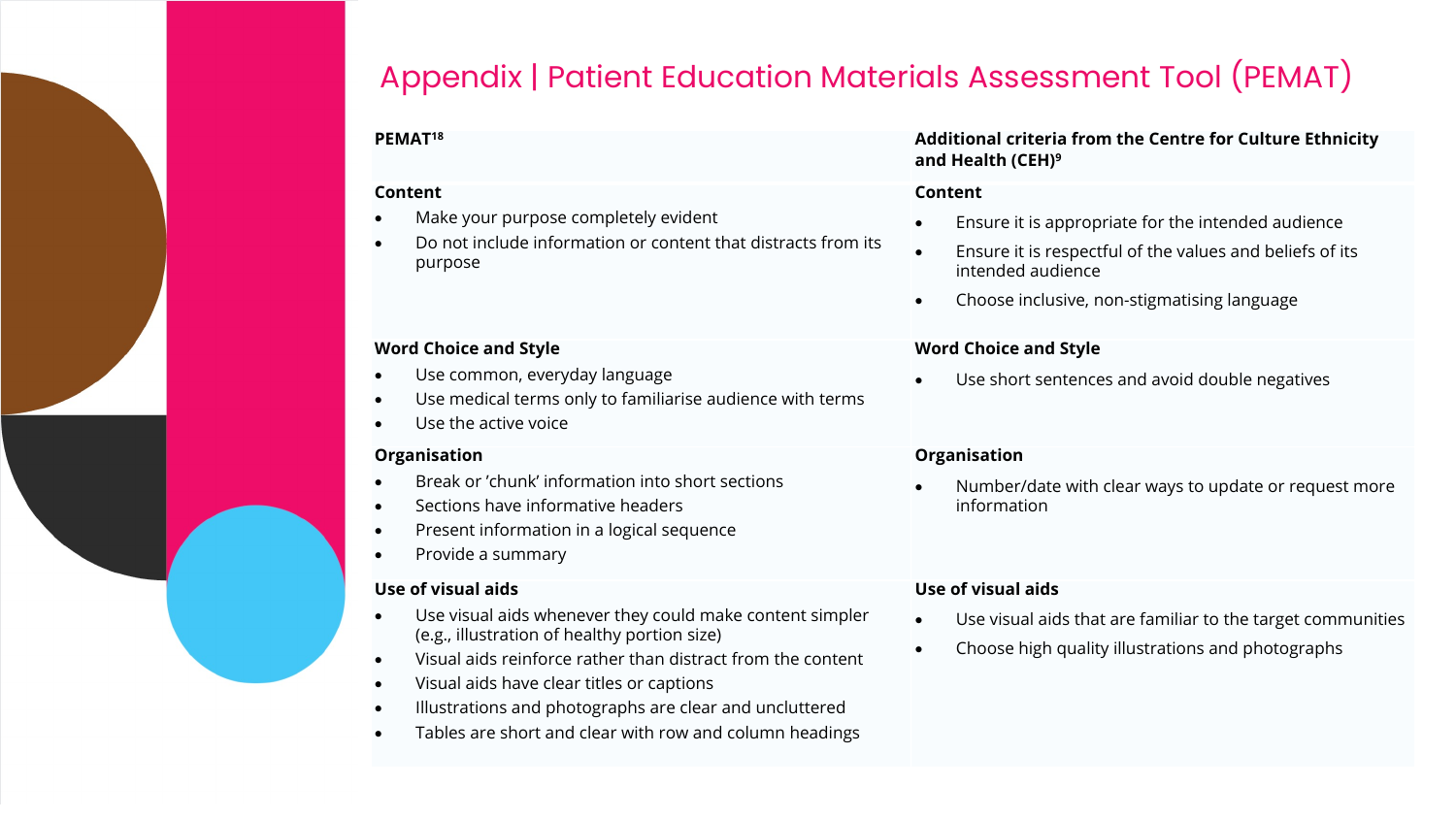# Appendix | Patient Education Materials Assessment Tool (PEMAT)

| PEMAT[18] | Additional criteria from the Centre for Culture Ethnicity and Health (CEH)[9] |
|---|---|
| **Content**<br>• Make your purpose completely evident<br>• Do not include information or content that distracts from its purpose | **Content**<br>• Ensure it is appropriate for the intended audience<br>• Ensure it is respectful of the values and beliefs of its intended audience<br>• Choose inclusive, non-stigmatising language |
| **Word Choice and Style**<br>• Use common, everyday language<br>• Use medical terms only to familiarise audience with terms<br>• Use the active voice | **Word Choice and Style**<br>• Use short sentences and avoid double negatives |
| **Organisation**<br>• Break or 'chunk' information into short sections<br>• Sections have informative headers<br>• Present information in a logical sequence<br>• Provide a summary | **Organisation**<br>• Number/date with clear ways to update or request more information |
| **Use of visual aids**<br>• Use visual aids whenever they could make content simpler (e.g., illustration of healthy portion size)<br>• Visual aids reinforce rather than distract from the content<br>• Visual aids have clear titles or captions<br>• Illustrations and photographs are clear and uncluttered<br>• Tables are short and clear with row and column headings | **Use of visual aids**<br>• Use visual aids that are familiar to the target communities<br>• Choose high quality illustrations and photographs |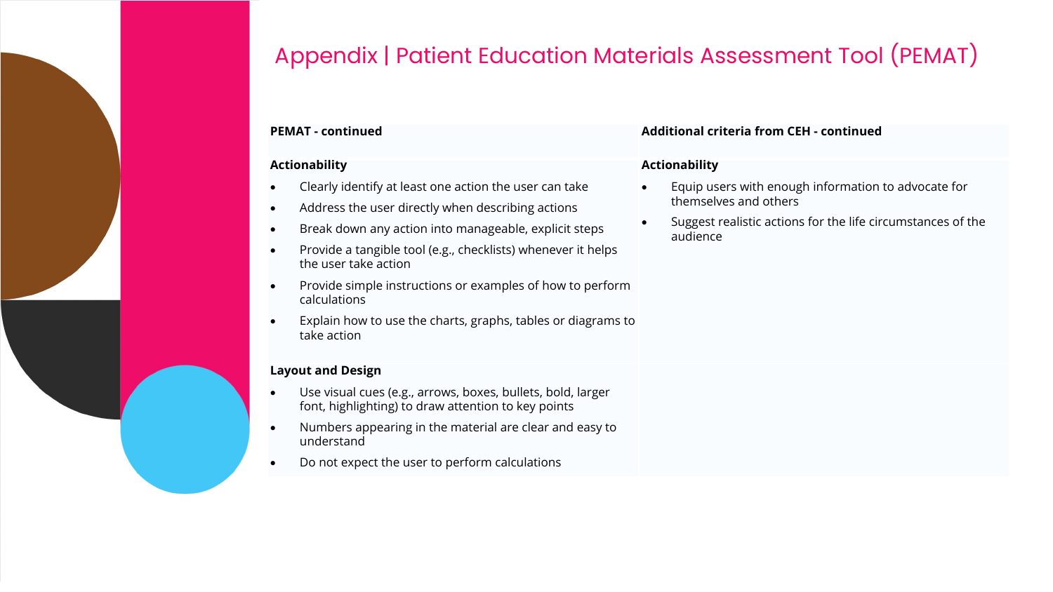# Appendix | Patient Education Materials Assessment Tool (PEMAT)

| PEMAT - continued | Additional criteria from CEH - continued |
| --- | --- |
| **Actionability**<br>• Clearly identify at least one action the user can take<br>• Address the user directly when describing actions<br>• Break down any action into manageable, explicit steps<br>• Provide a tangible tool (e.g., checklists) whenever it helps the user take action<br>• Provide simple instructions or examples of how to perform calculations<br>• Explain how to use the charts, graphs, tables or diagrams to take action | **Actionability**<br>• Equip users with enough information to advocate for themselves and others<br>• Suggest realistic actions for the life circumstances of the audience |
| **Layout and Design**<br>• Use visual cues (e.g., arrows, boxes, bullets, bold, larger font, highlighting) to draw attention to key points<br>• Numbers appearing in the material are clear and easy to understand<br>• Do not expect the user to perform calculations | |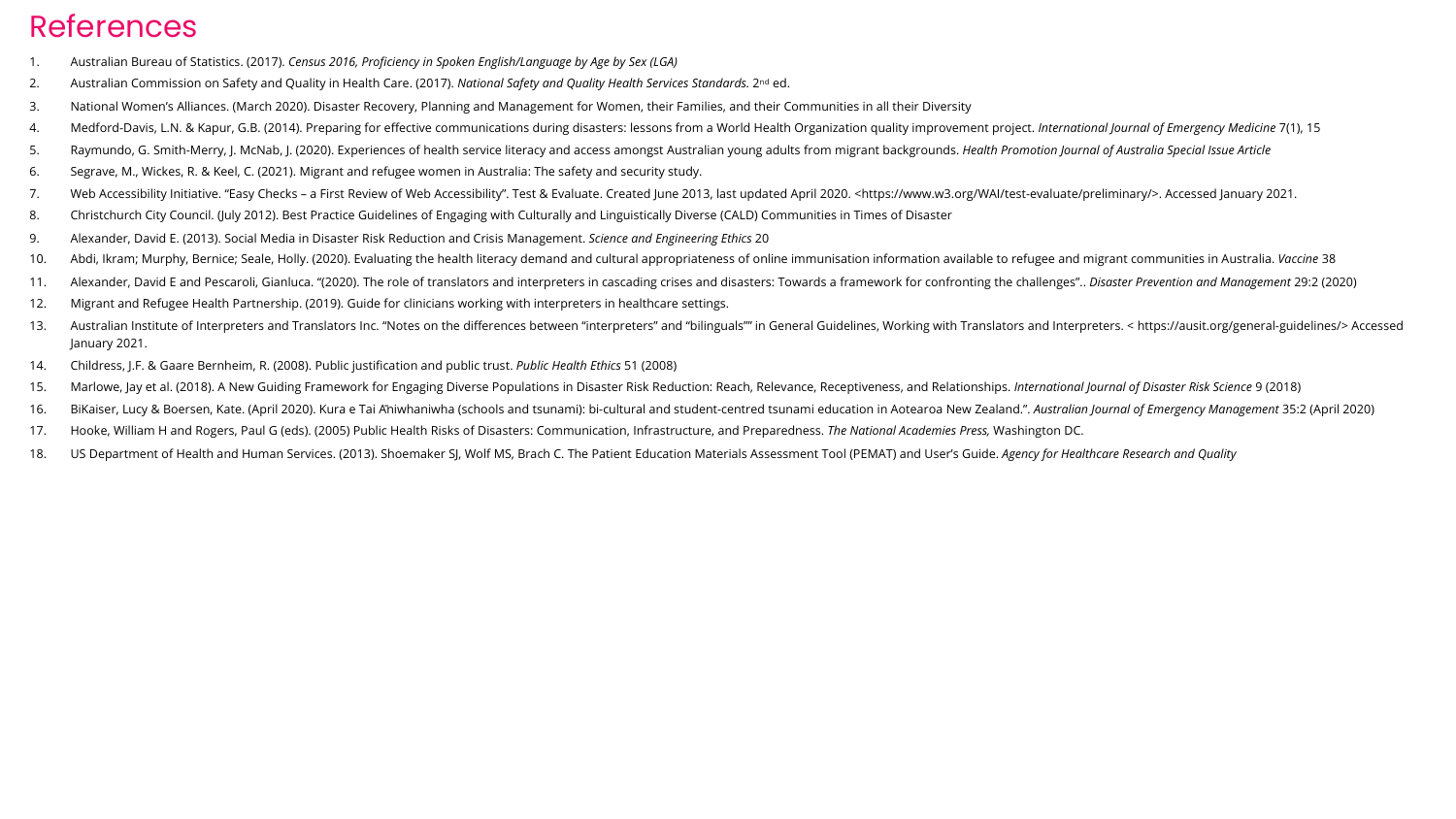# References

1. Australian Bureau of Statistics. (2017). *Census 2016, Proficiency in Spoken English/Language by Age by Sex (LGA)*
2. Australian Commission on Safety and Quality in Health Care. (2017). *National Safety and Quality Health Services Standards.* 2nd ed.
3. National Women's Alliances. (March 2020). Disaster Recovery, Planning and Management for Women, their Families, and their Communities in all their Diversity
4. Medford-Davis, L.N. & Kapur, G.B. (2014). Preparing for effective communications during disasters: lessons from a World Health Organization quality improvement project. *International Journal of Emergency Medicine* 7(1), 15
5. Raymundo, G. Smith-Merry, J. McNab, J. (2020). Experiences of health service literacy and access amongst Australian young adults from migrant backgrounds. *Health Promotion Journal of Australia Special Issue Article*
6. Segrave, M., Wickes, R. & Keel, C. (2021). Migrant and refugee women in Australia: The safety and security study.
7. Web Accessibility Initiative. "Easy Checks – a First Review of Web Accessibility". Test & Evaluate. Created June 2013, last updated April 2020. <https://www.w3.org/WAI/test-evaluate/preliminary/>. Accessed January 2021.
8. Christchurch City Council. (July 2012). Best Practice Guidelines of Engaging with Culturally and Linguistically Diverse (CALD) Communities in Times of Disaster
9. Alexander, David E. (2013). Social Media in Disaster Risk Reduction and Crisis Management. *Science and Engineering Ethics* 20
10. Abdi, Ikram; Murphy, Bernice; Seale, Holly. (2020). Evaluating the health literacy demand and cultural appropriateness of online immunisation information available to refugee and migrant communities in Australia. *Vaccine* 38
11. Alexander, David E and Pescaroli, Gianluca. "(2020). The role of translators and interpreters in cascading crises and disasters: Towards a framework for confronting the challenges".. *Disaster Prevention and Management* 29:2 (2020)
12. Migrant and Refugee Health Partnership. (2019). Guide for clinicians working with interpreters in healthcare settings.
13. Australian Institute of Interpreters and Translators Inc. "Notes on the differences between "interpreters" and "bilinguals"" in General Guidelines, Working with Translators and Interpreters. < https://ausit.org/general-guidelines/> Accessed January 2021.
14. Childress, J.F. & Gaare Bernheim, R. (2008). Public justification and public trust. *Public Health Ethics* 51 (2008)
15. Marlowe, Jay et al. (2018). A New Guiding Framework for Engaging Diverse Populations in Disaster Risk Reduction: Reach, Relevance, Receptiveness, and Relationships. *International Journal of Disaster Risk Science* 9 (2018)
16. BiKaiser, Lucy & Boersen, Kate. (April 2020). Kura e Tai A̅niwhaniwha (schools and tsunami): bi-cultural and student-centred tsunami education in Aotearoa New Zealand.". *Australian Journal of Emergency Management* 35:2 (April 2020)
17. Hooke, William H and Rogers, Paul G (eds). (2005) Public Health Risks of Disasters: Communication, Infrastructure, and Preparedness. *The National Academies Press,* Washington DC.
18. US Department of Health and Human Services. (2013). Shoemaker SJ, Wolf MS, Brach C. The Patient Education Materials Assessment Tool (PEMAT) and User's Guide. *Agency for Healthcare Research and Quality*